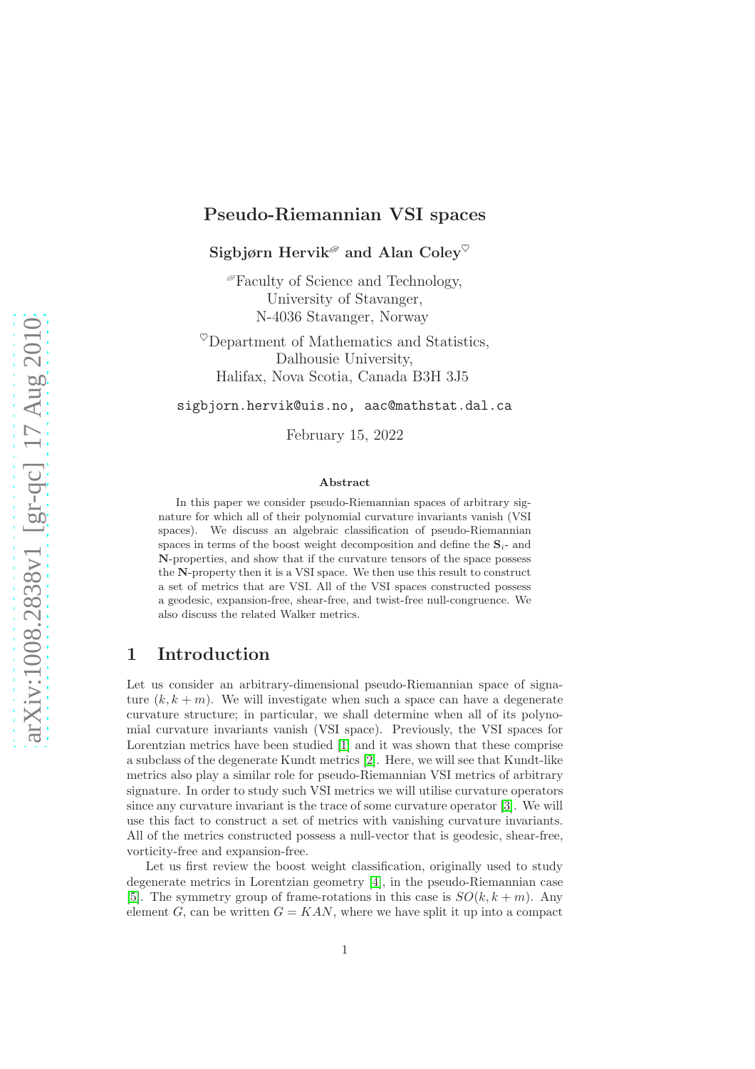# Pseudo-Riemannian VSI spaces

**Sigbjørn Hervik** and **Alan Coley**

Faculty of Science and Technology,
University of Stavanger,
N-4036 Stavanger, Norway

Department of Mathematics and Statistics,
Dalhousie University,
Halifax, Nova Scotia, Canada B3H 3J5

sigbjorn.hervik@uis.no, aac@mathstat.dal.ca

February 15, 2022

### Abstract

In this paper we consider pseudo-Riemannian spaces of arbitrary signature for which all of their polynomial curvature invariants vanish (VSI spaces). We discuss an algebraic classification of pseudo-Riemannian spaces in terms of the boost weight decomposition and define the $\mathbf{S}_i$- and $\mathbf{N}$-properties, and show that if the curvature tensors of the space possess the $\mathbf{N}$-property then it is a VSI space. We then use this result to construct a set of metrics that are VSI. All of the VSI spaces constructed possess a geodesic, expansion-free, shear-free, and twist-free null-congruence. We also discuss the related Walker metrics.

## 1 Introduction

Let us consider an arbitrary-dimensional pseudo-Riemannian space of signature $(k, k+m)$. We will investigate when such a space can have a degenerate curvature structure; in particular, we shall determine when all of its polynomial curvature invariants vanish (VSI space). Previously, the VSI spaces for Lorentzian metrics have been studied [1] and it was shown that these comprise a subclass of the degenerate Kundt metrics [2]. Here, we will see that Kundt-like metrics also play a similar role for pseudo-Riemannian VSI metrics of arbitrary signature. In order to study such VSI metrics we will utilise curvature operators since any curvature invariant is the trace of some curvature operator [3]. We will use this fact to construct a set of metrics with vanishing curvature invariants. All of the metrics constructed possess a null-vector that is geodesic, shear-free, vorticity-free and expansion-free.

Let us first review the boost weight classification, originally used to study degenerate metrics in Lorentzian geometry [4], in the pseudo-Riemannian case [5]. The symmetry group of frame-rotations in this case is $SO(k, k+m)$. Any element $G$, can be written $G = KAN$, where we have split it up into a compact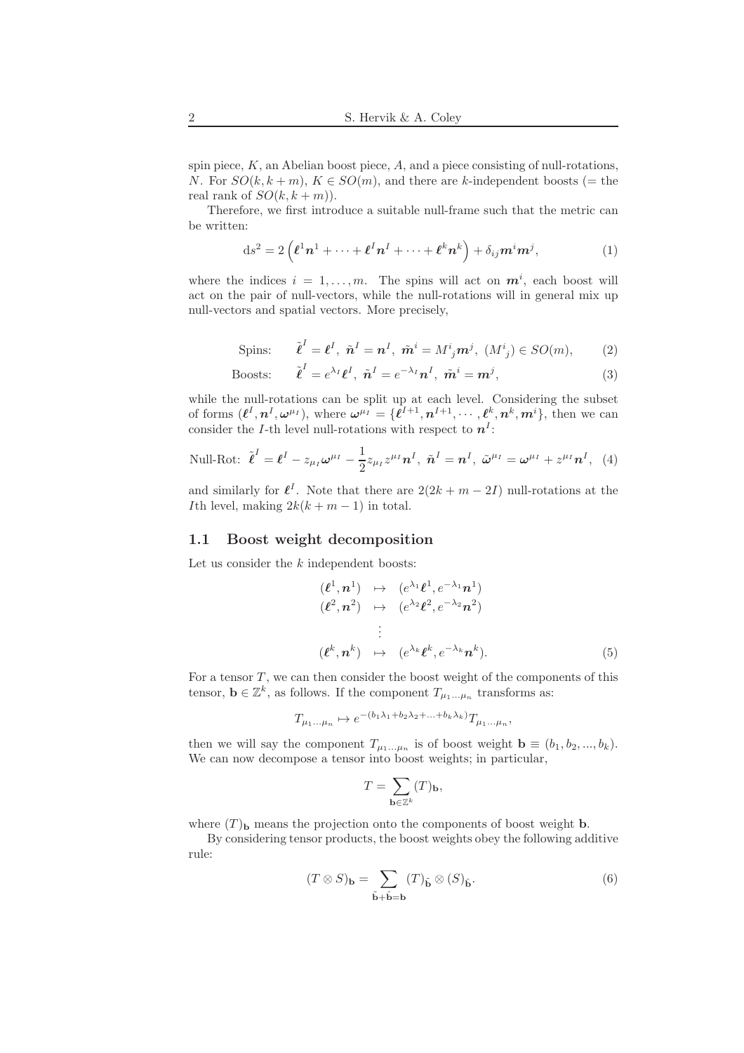spin piece, $K$, an Abelian boost piece, $A$, and a piece consisting of null-rotations, $N$. For $SO(k, k+m)$, $K \in SO(m)$, and there are $k$-independent boosts (= the real rank of $SO(k, k+m)$).

Therefore, we first introduce a suitable null-frame such that the metric can be written:

$$\mathrm{d}s^2 = 2\left(\boldsymbol{\ell}^1\boldsymbol{n}^1 + \dots + \boldsymbol{\ell}^I\boldsymbol{n}^I + \dots + \boldsymbol{\ell}^k\boldsymbol{n}^k\right) + \delta_{ij}\boldsymbol{m}^i\boldsymbol{m}^j, \tag{1}$$

where the indices $i = 1, \dots, m$. The spins will act on $\boldsymbol{m}^i$, each boost will act on the pair of null-vectors, while the null-rotations will in general mix up null-vectors and spatial vectors. More precisely,

$$\text{Spins:} \quad \tilde{\boldsymbol{\ell}}^I = \boldsymbol{\ell}^I,\ \tilde{\boldsymbol{n}}^I = \boldsymbol{n}^I,\ \tilde{\boldsymbol{m}}^i = M^i{}_j\boldsymbol{m}^j,\ (M^i{}_j) \in SO(m), \tag{2}$$

$$\text{Boosts:} \quad \tilde{\boldsymbol{\ell}}^I = e^{\lambda_I}\boldsymbol{\ell}^I,\ \tilde{\boldsymbol{n}}^I = e^{-\lambda_I}\boldsymbol{n}^I,\ \tilde{\boldsymbol{m}}^i = \boldsymbol{m}^j, \tag{3}$$

while the null-rotations can be split up at each level. Considering the subset of forms $(\boldsymbol{\ell}^I, \boldsymbol{n}^I, \boldsymbol{\omega}^{\mu_I})$, where $\boldsymbol{\omega}^{\mu_I} = \{\boldsymbol{\ell}^{I+1}, \boldsymbol{n}^{I+1}, \cdots, \boldsymbol{\ell}^k, \boldsymbol{n}^k, \boldsymbol{m}^i\}$, then we can consider the $I$-th level null-rotations with respect to $\boldsymbol{n}^I$:

$$\text{Null-Rot:} \ \tilde{\boldsymbol{\ell}}^I = \boldsymbol{\ell}^I - z_{\mu_I}\boldsymbol{\omega}^{\mu_I} - \frac{1}{2}z_{\mu_I}z^{\mu_I}\boldsymbol{n}^I,\ \tilde{\boldsymbol{n}}^I = \boldsymbol{n}^I,\ \tilde{\boldsymbol{\omega}}^{\mu_I} = \boldsymbol{\omega}^{\mu_I} + z^{\mu_I}\boldsymbol{n}^I, \tag{4}$$

and similarly for $\boldsymbol{\ell}^I$. Note that there are $2(2k+m-2I)$ null-rotations at the $I$th level, making $2k(k+m-1)$ in total.

## 1.1 Boost weight decomposition

Let us consider the $k$ independent boosts:

$$\begin{aligned}
(\boldsymbol{\ell}^1, \boldsymbol{n}^1) &\mapsto (e^{\lambda_1}\boldsymbol{\ell}^1, e^{-\lambda_1}\boldsymbol{n}^1) \\
(\boldsymbol{\ell}^2, \boldsymbol{n}^2) &\mapsto (e^{\lambda_2}\boldsymbol{\ell}^2, e^{-\lambda_2}\boldsymbol{n}^2) \\
&\ \ \vdots \\
(\boldsymbol{\ell}^k, \boldsymbol{n}^k) &\mapsto (e^{\lambda_k}\boldsymbol{\ell}^k, e^{-\lambda_k}\boldsymbol{n}^k).
\end{aligned} \tag{5}$$

For a tensor $T$, we can then consider the boost weight of the components of this tensor, $\mathbf{b} \in \mathbb{Z}^k$, as follows. If the component $T_{\mu_1\dots\mu_n}$ transforms as:

$$T_{\mu_1\dots\mu_n} \mapsto e^{-(b_1\lambda_1 + b_2\lambda_2 + \dots + b_k\lambda_k)}T_{\mu_1\dots\mu_n},$$

then we will say the component $T_{\mu_1\dots\mu_n}$ is of boost weight $\mathbf{b} \equiv (b_1, b_2, \dots, b_k)$. We can now decompose a tensor into boost weights; in particular,

$$T = \sum_{\mathbf{b}\in\mathbb{Z}^k} (T)_{\mathbf{b}},$$

where $(T)_{\mathbf{b}}$ means the projection onto the components of boost weight $\mathbf{b}$.

By considering tensor products, the boost weights obey the following additive rule:

$$(T \otimes S)_{\mathbf{b}} = \sum_{\tilde{\mathbf{b}}+\hat{\mathbf{b}}=\mathbf{b}} (T)_{\tilde{\mathbf{b}}} \otimes (S)_{\hat{\mathbf{b}}}. \tag{6}$$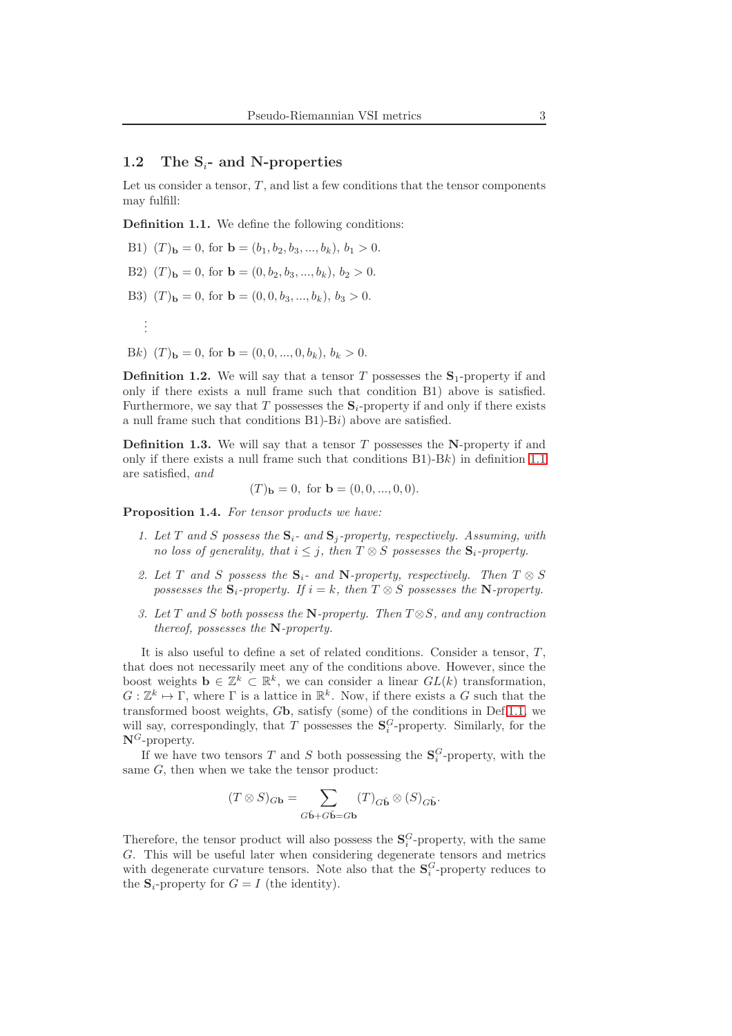## 1.2 The $\mathbf{S}_i$- and N-properties

Let us consider a tensor, $T$, and list a few conditions that the tensor components may fulfill:

**Definition 1.1.** We define the following conditions:

B1) $(T)_{\mathbf{b}} = 0$, for $\mathbf{b} = (b_1, b_2, b_3, ..., b_k)$, $b_1 > 0$.

B2) $(T)_{\mathbf{b}} = 0$, for $\mathbf{b} = (0, b_2, b_3, ..., b_k)$, $b_2 > 0$.

B3) $(T)_{\mathbf{b}} = 0$, for $\mathbf{b} = (0, 0, b_3, ..., b_k)$, $b_3 > 0$.

$\vdots$

B$k$) $(T)_{\mathbf{b}} = 0$, for $\mathbf{b} = (0, 0, ..., 0, b_k)$, $b_k > 0$.

**Definition 1.2.** We will say that a tensor $T$ possesses the $\mathbf{S}_1$-property if and only if there exists a null frame such that condition B1) above is satisfied. Furthermore, we say that $T$ possesses the $\mathbf{S}_i$-property if and only if there exists a null frame such that conditions B1)-B$i$) above are satisfied.

**Definition 1.3.** We will say that a tensor $T$ possesses the $\mathbf{N}$-property if and only if there exists a null frame such that conditions B1)-B$k$) in definition 1.1 are satisfied, *and*

$$(T)_{\mathbf{b}} = 0, \text{ for } \mathbf{b} = (0, 0, ..., 0, 0).$$

**Proposition 1.4.** *For tensor products we have:*

1. *Let $T$ and $S$ possess the $\mathbf{S}_i$- and $\mathbf{S}_j$-property, respectively. Assuming, with no loss of generality, that $i \leq j$, then $T \otimes S$ possesses the $\mathbf{S}_i$-property.*
2. *Let $T$ and $S$ possess the $\mathbf{S}_i$- and $\mathbf{N}$-property, respectively. Then $T \otimes S$ possesses the $\mathbf{S}_i$-property. If $i = k$, then $T \otimes S$ possesses the $\mathbf{N}$-property.*
3. *Let $T$ and $S$ both possess the $\mathbf{N}$-property. Then $T \otimes S$, and any contraction thereof, possesses the $\mathbf{N}$-property.*

It is also useful to define a set of related conditions. Consider a tensor, $T$, that does not necessarily meet any of the conditions above. However, since the boost weights $\mathbf{b} \in \mathbb{Z}^k \subset \mathbb{R}^k$, we can consider a linear $GL(k)$ transformation, $G : \mathbb{Z}^k \mapsto \Gamma$, where $\Gamma$ is a lattice in $\mathbb{R}^k$. Now, if there exists a $G$ such that the transformed boost weights, $G\mathbf{b}$, satisfy (some) of the conditions in Def 1.1, we will say, correspondingly, that $T$ possesses the $\mathbf{S}_i^G$-property. Similarly, for the $\mathbf{N}^G$-property.

If we have two tensors $T$ and $S$ both possessing the $\mathbf{S}_i^G$-property, with the same $G$, then when we take the tensor product:

$$(T \otimes S)_{G\mathbf{b}} = \sum_{G\hat{\mathbf{b}} + G\tilde{\mathbf{b}} = G\mathbf{b}} (T)_{G\hat{\mathbf{b}}} \otimes (S)_{G\tilde{\mathbf{b}}}.$$

Therefore, the tensor product will also possess the $\mathbf{S}_i^G$-property, with the same $G$. This will be useful later when considering degenerate tensors and metrics with degenerate curvature tensors. Note also that the $\mathbf{S}_i^G$-property reduces to the $\mathbf{S}_i$-property for $G = I$ (the identity).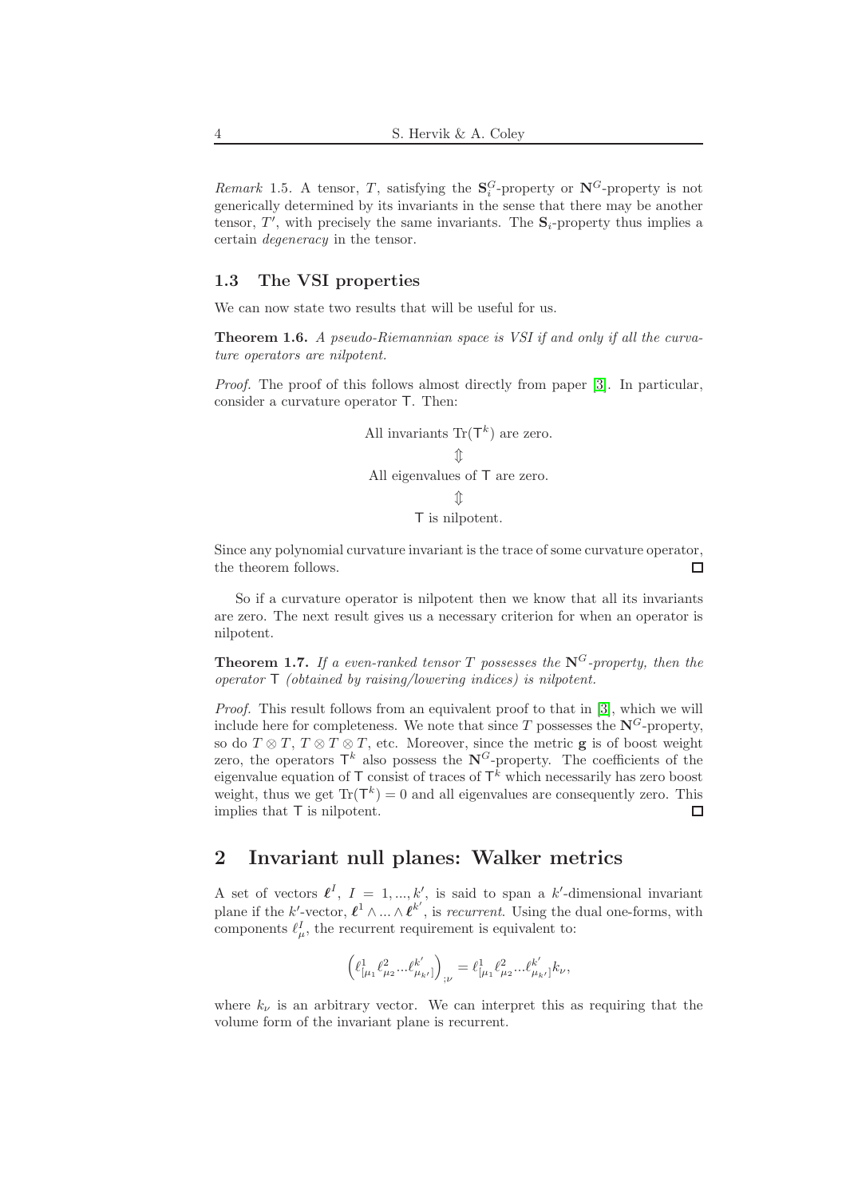*Remark* 1.5. A tensor, $T$, satisfying the $\mathbf{S}_i^G$-property or $\mathbf{N}^G$-property is not generically determined by its invariants in the sense that there may be another tensor, $T'$, with precisely the same invariants. The $\mathbf{S}_i$-property thus implies a certain *degeneracy* in the tensor.

### 1.3 The VSI properties

We can now state two results that will be useful for us.

**Theorem 1.6.** *A pseudo-Riemannian space is VSI if and only if all the curvature operators are nilpotent.*

*Proof.* The proof of this follows almost directly from paper [3]. In particular, consider a curvature operator $\mathsf{T}$. Then:

$$\begin{gathered}\text{All invariants } \mathrm{Tr}(\mathsf{T}^k) \text{ are zero.}\\ \Updownarrow \\ \text{All eigenvalues of } \mathsf{T} \text{ are zero.}\\ \Updownarrow \\ \mathsf{T} \text{ is nilpotent.}\end{gathered}$$

Since any polynomial curvature invariant is the trace of some curvature operator, the theorem follows. □

So if a curvature operator is nilpotent then we know that all its invariants are zero. The next result gives us a necessary criterion for when an operator is nilpotent.

**Theorem 1.7.** *If a even-ranked tensor $T$ possesses the $\mathbf{N}^G$-property, then the operator $\mathsf{T}$ (obtained by raising/lowering indices) is nilpotent.*

*Proof.* This result follows from an equivalent proof to that in [3], which we will include here for completeness. We note that since $T$ possesses the $\mathbf{N}^G$-property, so do $T\otimes T$, $T\otimes T\otimes T$, etc. Moreover, since the metric $\mathbf{g}$ is of boost weight zero, the operators $\mathsf{T}^k$ also possess the $\mathbf{N}^G$-property. The coefficients of the eigenvalue equation of $\mathsf{T}$ consist of traces of $\mathsf{T}^k$ which necessarily has zero boost weight, thus we get $\mathrm{Tr}(\mathsf{T}^k)=0$ and all eigenvalues are consequently zero. This implies that $\mathsf{T}$ is nilpotent. □

## 2 Invariant null planes: Walker metrics

A set of vectors $\boldsymbol{\ell}^I$, $I=1,...,k'$, is said to span a $k'$-dimensional invariant plane if the $k'$-vector, $\boldsymbol{\ell}^1\wedge...\wedge\boldsymbol{\ell}^{k'}$, is *recurrent*. Using the dual one-forms, with components $\ell^I_\mu$, the recurrent requirement is equivalent to:

$$\left(\ell^1_{[\mu_1}\ell^2_{\mu_2}...\ell^{k'}_{\mu_{k'}]}\right)_{;\nu}=\ell^1_{[\mu_1}\ell^2_{\mu_2}...\ell^{k'}_{\mu_{k'}]}k_\nu,$$

where $k_\nu$ is an arbitrary vector. We can interpret this as requiring that the volume form of the invariant plane is recurrent.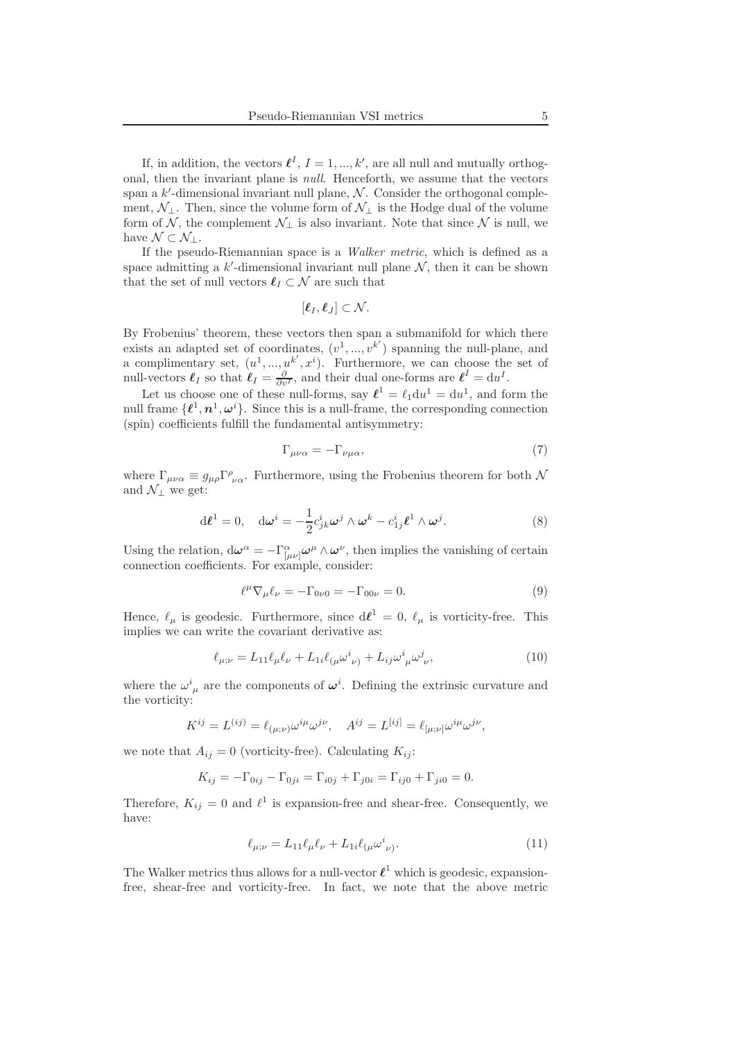If, in addition, the vectors $\boldsymbol{\ell}^I$, $I = 1, ..., k'$, are all null and mutually orthogonal, then the invariant plane is *null*. Henceforth, we assume that the vectors span a $k'$-dimensional invariant null plane, $\mathcal{N}$. Consider the orthogonal complement, $\mathcal{N}_\perp$. Then, since the volume form of $\mathcal{N}_\perp$ is the Hodge dual of the volume form of $\mathcal{N}$, the complement $\mathcal{N}_\perp$ is also invariant. Note that since $\mathcal{N}$ is null, we have $\mathcal{N} \subset \mathcal{N}_\perp$.

If the pseudo-Riemannian space is a *Walker metric*, which is defined as a space admitting a $k'$-dimensional invariant null plane $\mathcal{N}$, then it can be shown that the set of null vectors $\boldsymbol{\ell}_I \subset \mathcal{N}$ are such that

$$[\boldsymbol{\ell}_I, \boldsymbol{\ell}_J] \subset \mathcal{N}.$$

By Frobenius' theorem, these vectors then span a submanifold for which there exists an adapted set of coordinates, $(v^1, ..., v^{k'})$ spanning the null-plane, and a complimentary set, $(u^1, ..., u^{k'}, x^i)$. Furthermore, we can choose the set of null-vectors $\boldsymbol{\ell}_I$ so that $\boldsymbol{\ell}_I = \frac{\partial}{\partial v^I}$, and their dual one-forms are $\boldsymbol{\ell}^I = \mathrm{d}u^I$.

Let us choose one of these null-forms, say $\boldsymbol{\ell}^1 = \ell_1 \mathrm{d}u^1 = \mathrm{d}u^1$, and form the null frame $\{\boldsymbol{\ell}^1, \boldsymbol{n}^1, \boldsymbol{\omega}^i\}$. Since this is a null-frame, the corresponding connection (spin) coefficients fulfill the fundamental antisymmetry:

$$\Gamma_{\mu\nu\alpha} = -\Gamma_{\nu\mu\alpha}, \tag{7}$$

where $\Gamma_{\mu\nu\alpha} \equiv g_{\mu\rho}\Gamma^\rho_{\ \nu\alpha}$. Furthermore, using the Frobenius theorem for both $\mathcal{N}$ and $\mathcal{N}_\perp$ we get:

$$\mathrm{d}\boldsymbol{\ell}^1 = 0, \quad \mathrm{d}\boldsymbol{\omega}^i = -\frac{1}{2}c^i_{jk}\boldsymbol{\omega}^j \wedge \boldsymbol{\omega}^k - c^i_{1j}\boldsymbol{\ell}^1 \wedge \boldsymbol{\omega}^j. \tag{8}$$

Using the relation, $\mathrm{d}\boldsymbol{\omega}^\alpha = -\Gamma^\alpha_{[\mu\nu]}\boldsymbol{\omega}^\mu \wedge \boldsymbol{\omega}^\nu$, then implies the vanishing of certain connection coefficients. For example, consider:

$$\ell^\mu \nabla_\mu \ell_\nu = -\Gamma_{0\nu 0} = -\Gamma_{00\nu} = 0. \tag{9}$$

Hence, $\ell_\mu$ is geodesic. Furthermore, since $\mathrm{d}\boldsymbol{\ell}^1 = 0$, $\ell_\mu$ is vorticity-free. This implies we can write the covariant derivative as:

$$\ell_{\mu;\nu} = L_{11}\ell_\mu\ell_\nu + L_{1i}\ell_{(\mu}\omega^i_{\ \nu)} + L_{ij}\omega^i_{\ \mu}\omega^j_{\ \nu}, \tag{10}$$

where the $\omega^i_{\ \mu}$ are the components of $\boldsymbol{\omega}^i$. Defining the extrinsic curvature and the vorticity:

$$K^{ij} = L^{(ij)} = \ell_{(\mu;\nu)}\omega^{i\mu}\omega^{j\nu}, \quad A^{ij} = L^{[ij]} = \ell_{[\mu;\nu]}\omega^{i\mu}\omega^{j\nu},$$

we note that $A_{ij} = 0$ (vorticity-free). Calculating $K_{ij}$:

$$K_{ij} = -\Gamma_{0ij} - \Gamma_{0ji} = \Gamma_{i0j} + \Gamma_{j0i} = \Gamma_{ij0} + \Gamma_{ji0} = 0.$$

Therefore, $K_{ij} = 0$ and $\ell^1$ is expansion-free and shear-free. Consequently, we have:

$$\ell_{\mu;\nu} = L_{11}\ell_\mu\ell_\nu + L_{1i}\ell_{(\mu}\omega^i_{\ \nu)}. \tag{11}$$

The Walker metrics thus allows for a null-vector $\boldsymbol{\ell}^1$ which is geodesic, expansion-free, shear-free and vorticity-free. In fact, we note that the above metric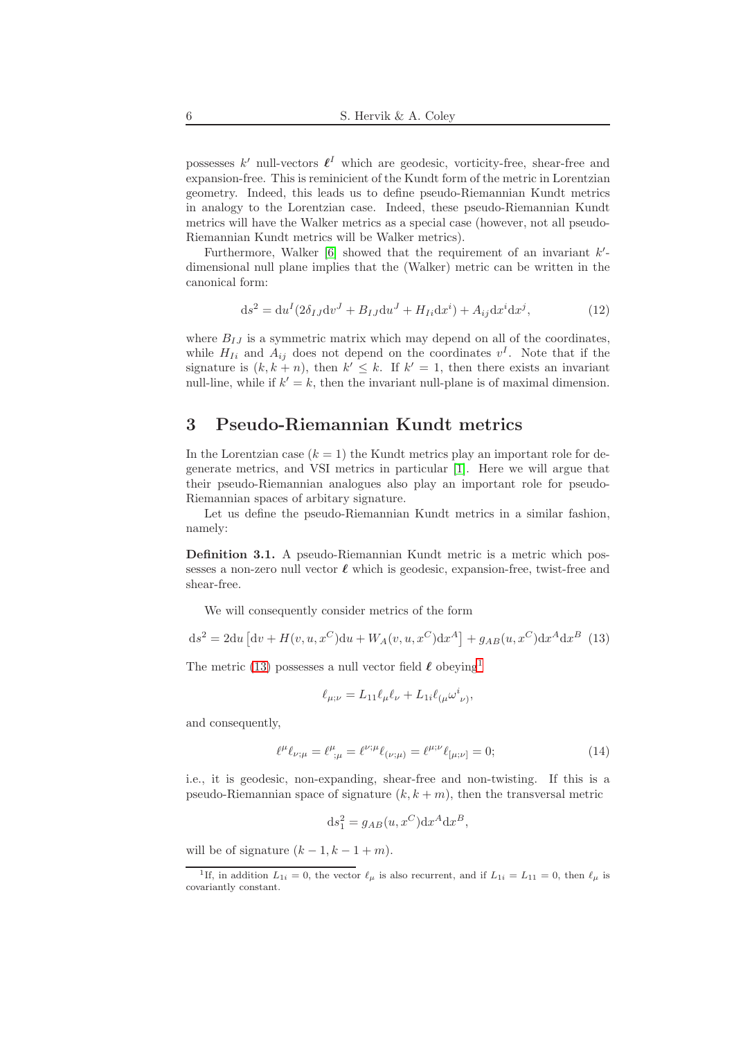possesses $k'$ null-vectors $\boldsymbol{\ell}^I$ which are geodesic, vorticity-free, shear-free and expansion-free. This is reminicient of the Kundt form of the metric in Lorentzian geometry. Indeed, this leads us to define pseudo-Riemannian Kundt metrics in analogy to the Lorentzian case. Indeed, these pseudo-Riemannian Kundt metrics will have the Walker metrics as a special case (however, not all pseudo-Riemannian Kundt metrics will be Walker metrics).

Furthermore, Walker [6] showed that the requirement of an invariant $k'$-dimensional null plane implies that the (Walker) metric can be written in the canonical form:

$$\mathrm{d}s^2 = \mathrm{d}u^I(2\delta_{IJ}\mathrm{d}v^J + B_{IJ}\mathrm{d}u^J + H_{Ii}\mathrm{d}x^i) + A_{ij}\mathrm{d}x^i\mathrm{d}x^j, \tag{12}$$

where $B_{IJ}$ is a symmetric matrix which may depend on all of the coordinates, while $H_{Ii}$ and $A_{ij}$ does not depend on the coordinates $v^I$. Note that if the signature is $(k, k+n)$, then $k' \leq k$. If $k' = 1$, then there exists an invariant null-line, while if $k' = k$, then the invariant null-plane is of maximal dimension.

## 3 Pseudo-Riemannian Kundt metrics

In the Lorentzian case ($k = 1$) the Kundt metrics play an important role for degenerate metrics, and VSI metrics in particular [1]. Here we will argue that their pseudo-Riemannian analogues also play an important role for pseudo-Riemannian spaces of arbitary signature.

Let us define the pseudo-Riemannian Kundt metrics in a similar fashion, namely:

**Definition 3.1.** A pseudo-Riemannian Kundt metric is a metric which possesses a non-zero null vector $\boldsymbol{\ell}$ which is geodesic, expansion-free, twist-free and shear-free.

We will consequently consider metrics of the form

$$\mathrm{d}s^2 = 2\mathrm{d}u\left[\mathrm{d}v + H(v,u,x^C)\mathrm{d}u + W_A(v,u,x^C)\mathrm{d}x^A\right] + g_{AB}(u,x^C)\mathrm{d}x^A\mathrm{d}x^B \tag{13}$$

The metric (13) possesses a null vector field $\boldsymbol{\ell}$ obeying[1]

$$\ell_{\mu;\nu} = L_{11}\ell_\mu\ell_\nu + L_{1i}\ell_{(\mu}\omega^i{}_{\nu)},$$

and consequently,

$$\ell^\mu\ell_{\nu;\mu} = \ell^\mu{}_{;\mu} = \ell^{\nu;\mu}\ell_{(\nu;\mu)} = \ell^{\mu;\nu}\ell_{[\mu;\nu]} = 0; \tag{14}$$

i.e., it is geodesic, non-expanding, shear-free and non-twisting. If this is a pseudo-Riemannian space of signature $(k, k+m)$, then the transversal metric

$$\mathrm{d}s_1^2 = g_{AB}(u,x^C)\mathrm{d}x^A\mathrm{d}x^B,$$

will be of signature $(k-1, k-1+m)$.

[1] If, in addition $L_{1i} = 0$, the vector $\ell_\mu$ is also recurrent, and if $L_{1i} = L_{11} = 0$, then $\ell_\mu$ is covariantly constant.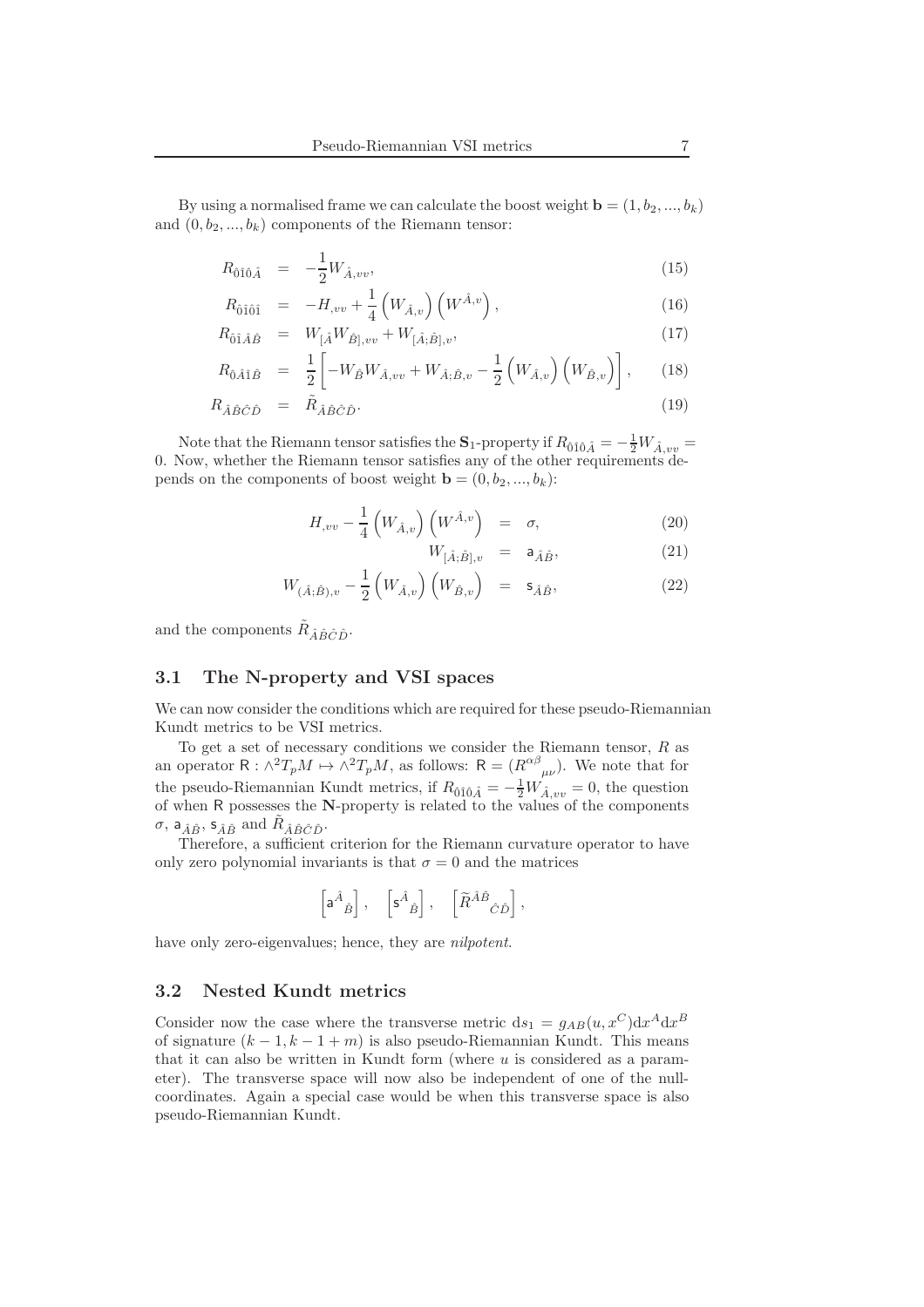By using a normalised frame we can calculate the boost weight $\mathbf{b} = (1, b_2, ..., b_k)$ and $(0, b_2, ..., b_k)$ components of the Riemann tensor:

$$R_{\hat{0}\hat{1}\hat{0}\hat{A}} = -\frac{1}{2}W_{\hat{A},vv}, \tag{15}$$

$$R_{\hat{0}\hat{1}\hat{0}\hat{1}} = -H_{,vv} + \frac{1}{4}\left(W_{\hat{A},v}\right)\left(W^{\hat{A},v}\right), \tag{16}$$

$$R_{\hat{0}\hat{1}\hat{A}\hat{B}} = W_{[\hat{A}}W_{\hat{B}],vv} + W_{[\hat{A};\hat{B}],v}, \tag{17}$$

$$R_{\hat{0}\hat{A}\hat{1}\hat{B}} = \frac{1}{2}\left[-W_{\hat{B}}W_{\hat{A},vv} + W_{\hat{A};\hat{B},v} - \frac{1}{2}\left(W_{\hat{A},v}\right)\left(W_{\hat{B},v}\right)\right], \tag{18}$$

$$R_{\hat{A}\hat{B}\hat{C}\hat{D}} = \tilde{R}_{\hat{A}\hat{B}\hat{C}\hat{D}}. \tag{19}$$

Note that the Riemann tensor satisfies the $\mathbf{S}_1$-property if $R_{\hat{0}\hat{1}\hat{0}\hat{A}} = -\frac{1}{2}W_{\hat{A},vv} = 0$. Now, whether the Riemann tensor satisfies any of the other requirements depends on the components of boost weight $\mathbf{b} = (0, b_2, ..., b_k)$:

$$H_{,vv} - \frac{1}{4}\left(W_{\hat{A},v}\right)\left(W^{\hat{A},v}\right) = \sigma, \tag{20}$$

$$W_{[\hat{A};\hat{B}],v} = \mathsf{a}_{\hat{A}\hat{B}}, \tag{21}$$

$$W_{(\hat{A};\hat{B}),v} - \frac{1}{2}\left(W_{\hat{A},v}\right)\left(W_{\hat{B},v}\right) = \mathsf{s}_{\hat{A}\hat{B}}, \tag{22}$$

and the components $\tilde{R}_{\hat{A}\hat{B}\hat{C}\hat{D}}$.

### 3.1 The N-property and VSI spaces

We can now consider the conditions which are required for these pseudo-Riemannian Kundt metrics to be VSI metrics.

To get a set of necessary conditions we consider the Riemann tensor, $R$ as an operator $\mathsf{R} : \wedge^2 T_pM \mapsto \wedge^2 T_pM$, as follows: $\mathsf{R} = (R^{\alpha\beta}{}_{\mu\nu})$. We note that for the pseudo-Riemannian Kundt metrics, if $R_{\hat{0}\hat{1}\hat{0}\hat{A}} = -\frac{1}{2}W_{\hat{A},vv} = 0$, the question of when $\mathsf{R}$ possesses the $\mathbf{N}$-property is related to the values of the components $\sigma$, $\mathsf{a}_{\hat{A}\hat{B}}$, $\mathsf{s}_{\hat{A}\hat{B}}$ and $\tilde{R}_{\hat{A}\hat{B}\hat{C}\hat{D}}$.

Therefore, a sufficient criterion for the Riemann curvature operator to have only zero polynomial invariants is that $\sigma = 0$ and the matrices

$$\left[\mathsf{a}^{\hat{A}}{}_{\hat{B}}\right], \quad \left[\mathsf{s}^{\hat{A}}{}_{\hat{B}}\right], \quad \left[\tilde{R}^{\hat{A}\hat{B}}{}_{\hat{C}\hat{D}}\right],$$

have only zero-eigenvalues; hence, they are *nilpotent*.

### 3.2 Nested Kundt metrics

Consider now the case where the transverse metric $\mathrm{d}s_1 = g_{AB}(u, x^C)\mathrm{d}x^A\mathrm{d}x^B$ of signature $(k-1, k-1+m)$ is also pseudo-Riemannian Kundt. This means that it can also be written in Kundt form (where $u$ is considered as a parameter). The transverse space will now also be independent of one of the null-coordinates. Again a special case would be when this transverse space is also pseudo-Riemannian Kundt.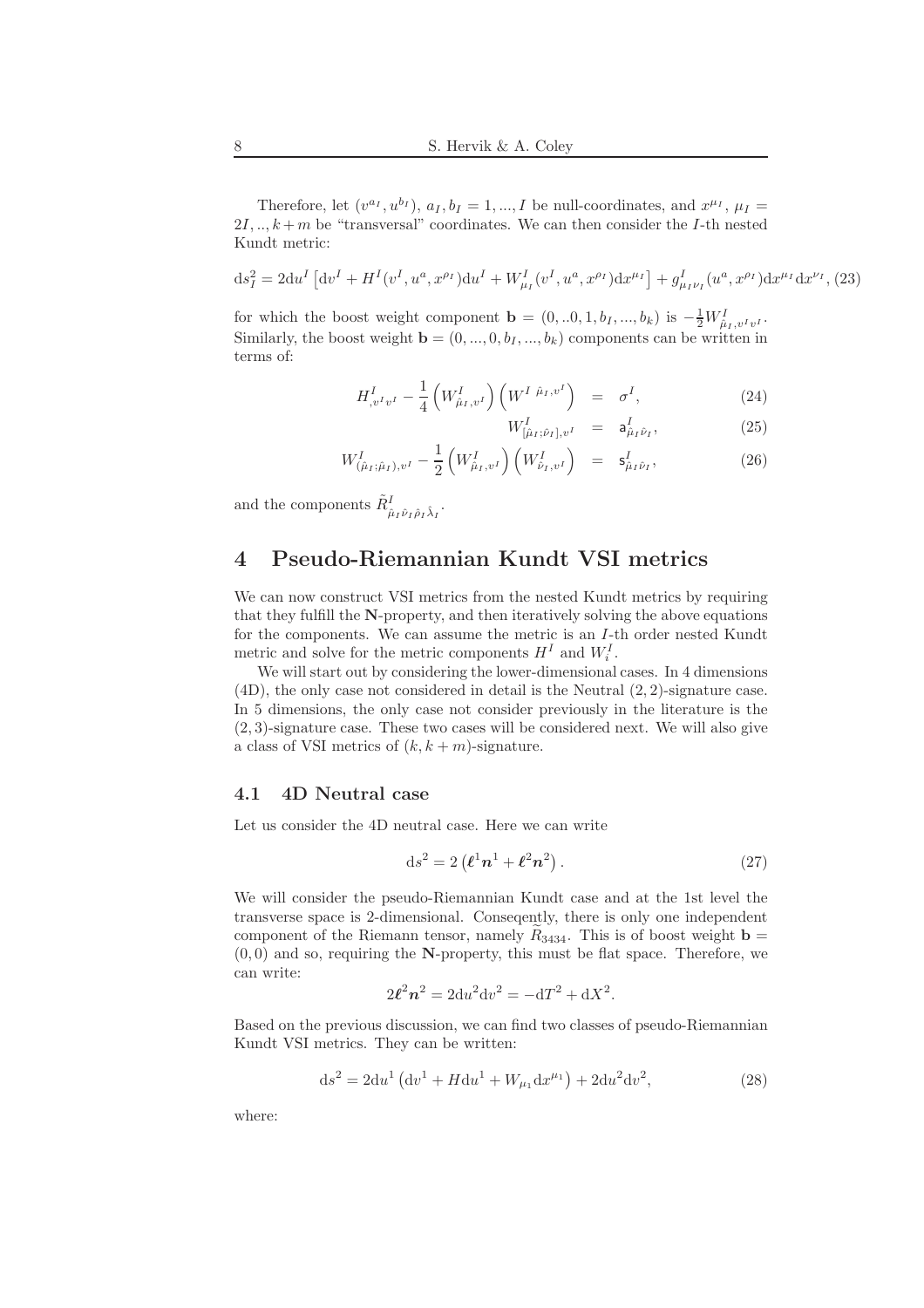Therefore, let $(v^{a_I}, u^{b_I})$, $a_I, b_I = 1, ..., I$ be null-coordinates, and $x^{\mu_I}$, $\mu_I = 2I, .., k+m$ be "transversal" coordinates. We can then consider the $I$-th nested Kundt metric:

$$\mathrm{d}s_I^2 = 2\mathrm{d}u^I\left[\mathrm{d}v^I + H^I(v^I, u^a, x^{\rho_I})\mathrm{d}u^I + W^I_{\mu_I}(v^I, u^a, x^{\rho_I})\mathrm{d}x^{\mu_I}\right] + g^I_{\mu_I\nu_I}(u^a, x^{\rho_I})\mathrm{d}x^{\mu_I}\mathrm{d}x^{\nu_I}, \tag{23}$$

for which the boost weight component $\mathbf{b} = (0, ..0, 1, b_I, ..., b_k)$ is $-\frac{1}{2}W^I_{\hat{\mu}_I, v^I v^I}$. Similarly, the boost weight $\mathbf{b} = (0, ..., 0, b_I, ..., b_k)$ components can be written in terms of:

$$H^I_{,v^I v^I} - \frac{1}{4}\left(W^I_{\hat{\mu}_I, v^I}\right)\left(W^{I\ \hat{\mu}_I, v^I}\right) = \sigma^I, \tag{24}$$

$$W^I_{[\hat{\mu}_I;\hat{\nu}_I], v^I} = \mathsf{a}^I_{\hat{\mu}_I\hat{\nu}_I}, \tag{25}$$

$$W^I_{(\hat{\mu}_I;\hat{\mu}_I), v^I} - \frac{1}{2}\left(W^I_{\hat{\mu}_I, v^I}\right)\left(W^I_{\hat{\nu}_I, v^I}\right) = \mathsf{s}^I_{\hat{\mu}_I\hat{\nu}_I}, \tag{26}$$

and the components $\tilde{R}^I_{\hat{\mu}_I\hat{\nu}_I\hat{\rho}_I\hat{\lambda}_I}$.

# 4 Pseudo-Riemannian Kundt VSI metrics

We can now construct VSI metrics from the nested Kundt metrics by requiring that they fulfill the **N**-property, and then iteratively solving the above equations for the components. We can assume the metric is an $I$-th order nested Kundt metric and solve for the metric components $H^I$ and $W^I_i$.

We will start out by considering the lower-dimensional cases. In 4 dimensions (4D), the only case not considered in detail is the Neutral $(2,2)$-signature case. In 5 dimensions, the only case not consider previously in the literature is the $(2,3)$-signature case. These two cases will be considered next. We will also give a class of VSI metrics of $(k, k+m)$-signature.

## 4.1 4D Neutral case

Let us consider the 4D neutral case. Here we can write

$$\mathrm{d}s^2 = 2\left(\boldsymbol{\ell}^1\boldsymbol{n}^1 + \boldsymbol{\ell}^2\boldsymbol{n}^2\right). \tag{27}$$

We will consider the pseudo-Riemannian Kundt case and at the 1st level the transverse space is 2-dimensional. Conseqently, there is only one independent component of the Riemann tensor, namely $\widetilde{R}_{3434}$. This is of boost weight $\mathbf{b} = (0,0)$ and so, requiring the **N**-property, this must be flat space. Therefore, we can write:

$$2\boldsymbol{\ell}^2\boldsymbol{n}^2 = 2\mathrm{d}u^2\mathrm{d}v^2 = -\mathrm{d}T^2 + \mathrm{d}X^2.$$

Based on the previous discussion, we can find two classes of pseudo-Riemannian Kundt VSI metrics. They can be written:

$$\mathrm{d}s^2 = 2\mathrm{d}u^1\left(\mathrm{d}v^1 + H\mathrm{d}u^1 + W_{\mu_1}\mathrm{d}x^{\mu_1}\right) + 2\mathrm{d}u^2\mathrm{d}v^2, \tag{28}$$

where: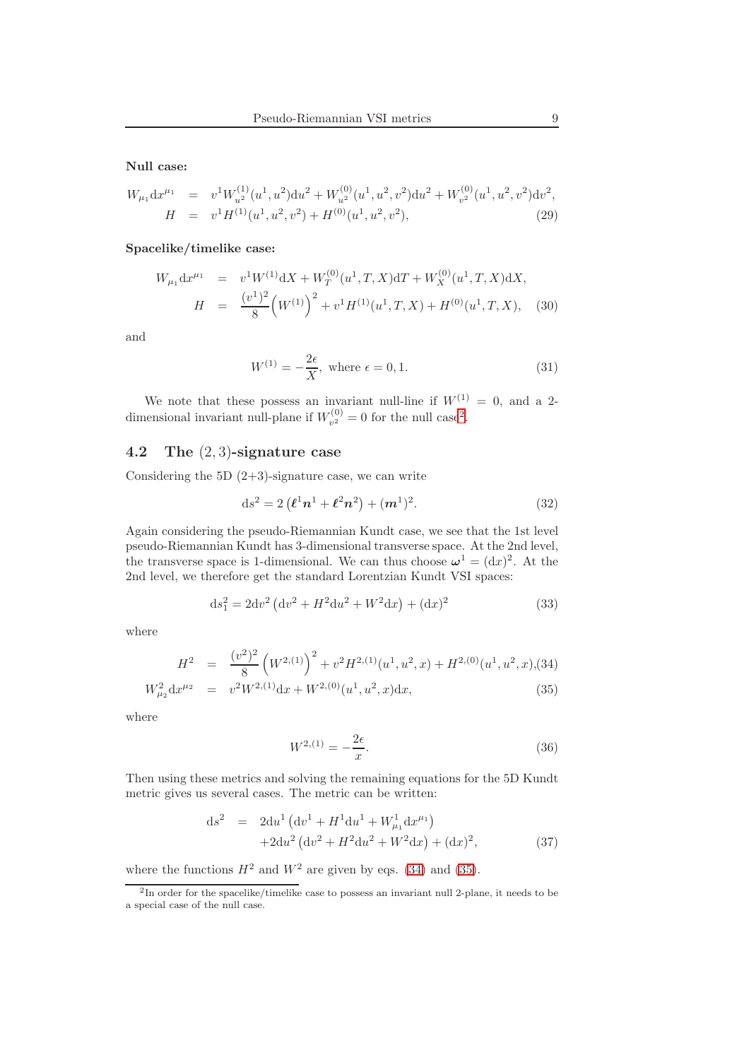**Null case:**

$$
\begin{aligned}
W_{\mu_1}\mathrm{d}x^{\mu_1} &= v^1 W^{(1)}_{u^2}(u^1,u^2)\mathrm{d}u^2 + W^{(0)}_{u^2}(u^1,u^2,v^2)\mathrm{d}u^2 + W^{(0)}_{v^2}(u^1,u^2,v^2)\mathrm{d}v^2, \\
H &= v^1 H^{(1)}(u^1,u^2,v^2) + H^{(0)}(u^1,u^2,v^2), \qquad (29)
\end{aligned}
$$

**Spacelike/timelike case:**

$$
\begin{aligned}
W_{\mu_1}\mathrm{d}x^{\mu_1} &= v^1 W^{(1)}\mathrm{d}X + W^{(0)}_{T}(u^1,T,X)\mathrm{d}T + W^{(0)}_{X}(u^1,T,X)\mathrm{d}X, \\
H &= \frac{(v^1)^2}{8}\Big(W^{(1)}\Big)^2 + v^1 H^{(1)}(u^1,T,X) + H^{(0)}(u^1,T,X), \qquad (30)
\end{aligned}
$$

and

$$
W^{(1)} = -\frac{2\epsilon}{X}, \text{ where } \epsilon = 0,1. \qquad (31)
$$

We note that these possess an invariant null-line if $W^{(1)} = 0$, and a 2-dimensional invariant null-plane if $W^{(0)}_{v^2} = 0$ for the null case[2].

## 4.2 The $(2,3)$-signature case

Considering the 5D (2+3)-signature case, we can write

$$
\mathrm{d}s^2 = 2\left(\boldsymbol{\ell}^1\boldsymbol{n}^1 + \boldsymbol{\ell}^2\boldsymbol{n}^2\right) + (\boldsymbol{m}^1)^2. \qquad (32)
$$

Again considering the pseudo-Riemannian Kundt case, we see that the 1st level pseudo-Riemannian Kundt has 3-dimensional transverse space. At the 2nd level, the transverse space is 1-dimensional. We can thus choose $\boldsymbol{\omega}^1 = (\mathrm{d}x)^2$. At the 2nd level, we therefore get the standard Lorentzian Kundt VSI spaces:

$$
\mathrm{d}s_1^2 = 2\mathrm{d}v^2\left(\mathrm{d}v^2 + H^2\mathrm{d}u^2 + W^2\mathrm{d}x\right) + (\mathrm{d}x)^2 \qquad (33)
$$

where

$$
\begin{aligned}
H^2 &= \frac{(v^2)^2}{8}\left(W^{2,(1)}\right)^2 + v^2 H^{2,(1)}(u^1,u^2,x) + H^{2,(0)}(u^1,u^2,x), \qquad (34) \\
W^2_{\mu_2}\mathrm{d}x^{\mu_2} &= v^2 W^{2,(1)}\mathrm{d}x + W^{2,(0)}(u^1,u^2,x)\mathrm{d}x, \qquad (35)
\end{aligned}
$$

where

$$
W^{2,(1)} = -\frac{2\epsilon}{x}. \qquad (36)
$$

Then using these metrics and solving the remaining equations for the 5D Kundt metric gives us several cases. The metric can be written:

$$
\begin{aligned}
\mathrm{d}s^2 &= 2\mathrm{d}u^1\left(\mathrm{d}v^1 + H^1\mathrm{d}u^1 + W^1_{\mu_1}\mathrm{d}x^{\mu_1}\right) \\
&\quad + 2\mathrm{d}u^2\left(\mathrm{d}v^2 + H^2\mathrm{d}u^2 + W^2\mathrm{d}x\right) + (\mathrm{d}x)^2, \qquad (37)
\end{aligned}
$$

where the functions $H^2$ and $W^2$ are given by eqs. (34) and (35).

---

[2] In order for the spacelike/timelike case to possess an invariant null 2-plane, it needs to be a special case of the null case.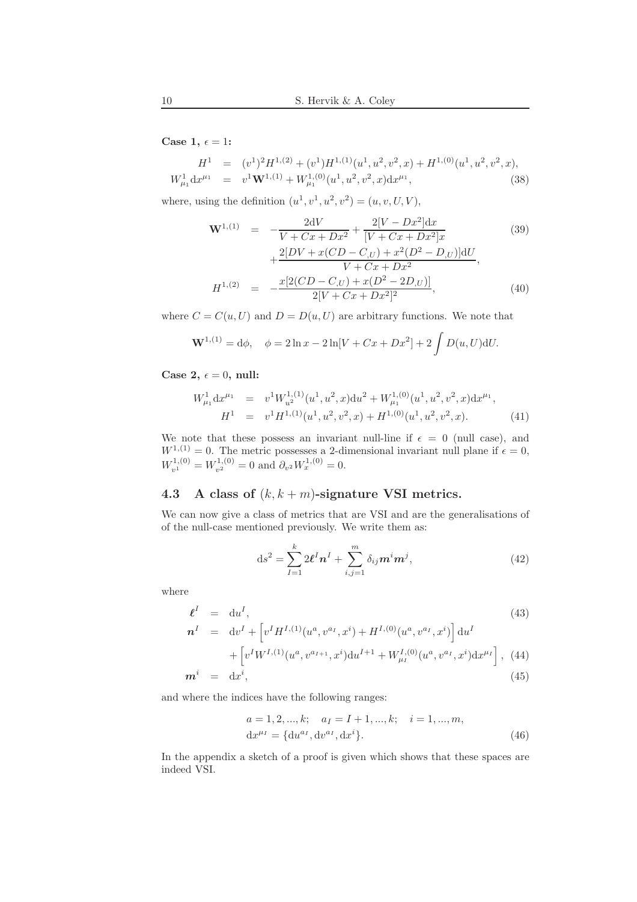**Case 1, $\epsilon = 1$:**

$$
\begin{aligned}
H^1 &= (v^1)^2 H^{1,(2)} + (v^1) H^{1,(1)}(u^1,u^2,v^2,x) + H^{1,(0)}(u^1,u^2,v^2,x), \\
W^1_{\mu_1} \mathrm{d}x^{\mu_1} &= v^1 \mathbf{W}^{1,(1)} + W^{1,(0)}_{\mu_1}(u^1,u^2,v^2,x)\mathrm{d}x^{\mu_1},
\end{aligned} \tag{38}
$$

where, using the definition $(u^1, v^1, u^2, v^2) = (u, v, U, V)$,

$$
\begin{aligned}
\mathbf{W}^{1,(1)} &= -\frac{2\mathrm{d}V}{V + Cx + Dx^2} + \frac{2[V - Dx^2]\mathrm{d}x}{[V + Cx + Dx^2]x} \\
&\quad + \frac{2[DV + x(CD - C_{,U}) + x^2(D^2 - D_{,U})]\mathrm{d}U}{V + Cx + Dx^2},
\end{aligned} \tag{39}
$$

$$
H^{1,(2)} = -\frac{x[2(CD - C_{,U}) + x(D^2 - 2D_{,U})]}{2[V + Cx + Dx^2]^2}, \tag{40}
$$

where $C = C(u, U)$ and $D = D(u, U)$ are arbitrary functions. We note that

$$
\mathbf{W}^{1,(1)} = \mathrm{d}\phi, \quad \phi = 2\ln x - 2\ln[V + Cx + Dx^2] + 2\int D(u,U)\mathrm{d}U.
$$

**Case 2, $\epsilon = 0$, null:**

$$
\begin{aligned}
W^1_{\mu_1} \mathrm{d}x^{\mu_1} &= v^1 W^{1,(1)}_{u^2}(u^1,u^2,x)\mathrm{d}u^2 + W^{1,(0)}_{\mu_1}(u^1,u^2,v^2,x)\mathrm{d}x^{\mu_1}, \\
H^1 &= v^1 H^{1,(1)}(u^1,u^2,v^2,x) + H^{1,(0)}(u^1,u^2,v^2,x).
\end{aligned} \tag{41}
$$

We note that these possess an invariant null-line if $\epsilon = 0$ (null case), and $W^{1,(1)} = 0$. The metric possesses a 2-dimensional invariant null plane if $\epsilon = 0$, $W^{1,(0)}_{v^1} = W^{1,(0)}_{v^2} = 0$ and $\partial_{v^2} W^{1,(0)}_x = 0$.

## 4.3 A class of $(k, k+m)$-signature VSI metrics.

We can now give a class of metrics that are VSI and are the generalisations of of the null-case mentioned previously. We write them as:

$$
\mathrm{d}s^2 = \sum_{I=1}^{k} 2\boldsymbol{\ell}^I \boldsymbol{n}^I + \sum_{i,j=1}^{m} \delta_{ij} \boldsymbol{m}^i \boldsymbol{m}^j, \tag{42}
$$

where

$$
\boldsymbol{\ell}^I = \mathrm{d}u^I, \tag{43}
$$

$$
\begin{aligned}
\boldsymbol{n}^I &= \mathrm{d}v^I + \left[v^I H^{I,(1)}(u^a, v^{a_I}, x^i) + H^{I,(0)}(u^a, v^{a_I}, x^i)\right]\mathrm{d}u^I \\
&\quad + \left[v^I W^{I,(1)}(u^a, v^{a_{I+1}}, x^i)\mathrm{d}u^{I+1} + W^{I,(0)}_{\mu_I}(u^a, v^{a_I}, x^i)\mathrm{d}x^{\mu_I}\right],
\end{aligned} \tag{44}
$$

$$
\boldsymbol{m}^i = \mathrm{d}x^i, \tag{45}
$$

and where the indices have the following ranges:

$$
\begin{aligned}
&a = 1, 2, ..., k; \quad a_I = I + 1, ..., k; \quad i = 1, ..., m, \\
&\mathrm{d}x^{\mu_I} = \{\mathrm{d}u^{a_I}, \mathrm{d}v^{a_I}, \mathrm{d}x^i\}.
\end{aligned} \tag{46}
$$

In the appendix a sketch of a proof is given which shows that these spaces are indeed VSI.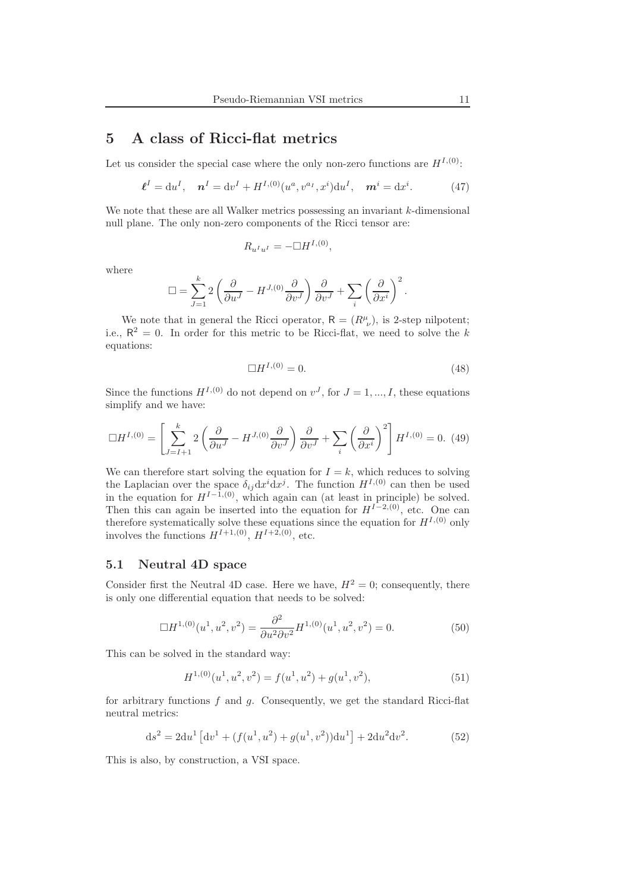## 5 A class of Ricci-flat metrics

Let us consider the special case where the only non-zero functions are $H^{I,(0)}$:

$$\boldsymbol{\ell}^I = \mathrm{d}u^I, \quad \boldsymbol{n}^I = \mathrm{d}v^I + H^{I,(0)}(u^a, v^{a_I}, x^i)\mathrm{d}u^I, \quad \boldsymbol{m}^i = \mathrm{d}x^i. \tag{47}$$

We note that these are all Walker metrics possessing an invariant $k$-dimensional null plane. The only non-zero components of the Ricci tensor are:

$$R_{u^I u^I} = -\Box H^{I,(0)},$$

where

$$\Box = \sum_{J=1}^{k} 2\left(\frac{\partial}{\partial u^J} - H^{J,(0)}\frac{\partial}{\partial v^J}\right)\frac{\partial}{\partial v^J} + \sum_i \left(\frac{\partial}{\partial x^i}\right)^2.$$

We note that in general the Ricci operator, $\mathsf{R} = (R^{\mu}_{\ \nu})$, is 2-step nilpotent; i.e., $\mathsf{R}^2 = 0$. In order for this metric to be Ricci-flat, we need to solve the $k$ equations:

$$\Box H^{I,(0)} = 0. \tag{48}$$

Since the functions $H^{I,(0)}$ do not depend on $v^J$, for $J = 1, ..., I$, these equations simplify and we have:

$$\Box H^{I,(0)} = \left[\sum_{J=I+1}^{k} 2\left(\frac{\partial}{\partial u^J} - H^{J,(0)}\frac{\partial}{\partial v^J}\right)\frac{\partial}{\partial v^J} + \sum_i \left(\frac{\partial}{\partial x^i}\right)^2\right] H^{I,(0)} = 0. \tag{49}$$

We can therefore start solving the equation for $I = k$, which reduces to solving the Laplacian over the space $\delta_{ij}\mathrm{d}x^i\mathrm{d}x^j$. The function $H^{I,(0)}$ can then be used in the equation for $H^{I-1,(0)}$, which again can (at least in principle) be solved. Then this can again be inserted into the equation for $H^{I-2,(0)}$, etc. One can therefore systematically solve these equations since the equation for $H^{I,(0)}$ only involves the functions $H^{I+1,(0)}$, $H^{I+2,(0)}$, etc.

### 5.1 Neutral 4D space

Consider first the Neutral 4D case. Here we have, $H^2 = 0$; consequently, there is only one differential equation that needs to be solved:

$$\Box H^{1,(0)}(u^1, u^2, v^2) = \frac{\partial^2}{\partial u^2 \partial v^2} H^{1,(0)}(u^1, u^2, v^2) = 0. \tag{50}$$

This can be solved in the standard way:

$$H^{1,(0)}(u^1, u^2, v^2) = f(u^1, u^2) + g(u^1, v^2), \tag{51}$$

for arbitrary functions $f$ and $g$. Consequently, we get the standard Ricci-flat neutral metrics:

$$\mathrm{d}s^2 = 2\mathrm{d}u^1\left[\mathrm{d}v^1 + (f(u^1, u^2) + g(u^1, v^2))\mathrm{d}u^1\right] + 2\mathrm{d}u^2\mathrm{d}v^2. \tag{52}$$

This is also, by construction, a VSI space.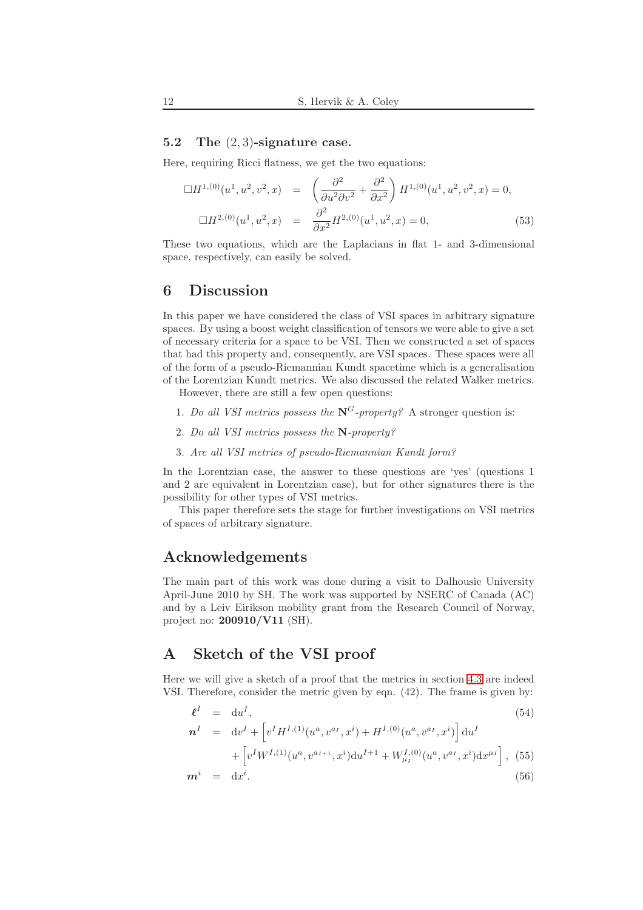### 5.2 The $(2,3)$-signature case.

Here, requiring Ricci flatness, we get the two equations:

$$
\begin{aligned}
\Box H^{1,(0)}(u^1,u^2,v^2,x) &= \left(\frac{\partial^2}{\partial u^2 \partial v^2}+\frac{\partial^2}{\partial x^2}\right) H^{1,(0)}(u^1,u^2,v^2,x)=0, \\
\Box H^{2,(0)}(u^1,u^2,x) &= \frac{\partial^2}{\partial x^2} H^{2,(0)}(u^1,u^2,x)=0,
\end{aligned}
\tag{53}
$$

These two equations, which are the Laplacians in flat 1- and 3-dimensional space, respectively, can easily be solved.

# 6 Discussion

In this paper we have considered the class of VSI spaces in arbitrary signature spaces. By using a boost weight classification of tensors we were able to give a set of necessary criteria for a space to be VSI. Then we constructed a set of spaces that had this property and, consequently, are VSI spaces. These spaces were all of the form of a pseudo-Riemannian Kundt spacetime which is a generalisation of the Lorentzian Kundt metrics. We also discussed the related Walker metrics.

However, there are still a few open questions:

1. *Do all VSI metrics possess the* $\mathbf{N}^G$*-property?* A stronger question is:
2. *Do all VSI metrics possess the* $\mathbf{N}$*-property?*
3. *Are all VSI metrics of pseudo-Riemannian Kundt form?*

In the Lorentzian case, the answer to these questions are 'yes' (questions 1 and 2 are equivalent in Lorentzian case), but for other signatures there is the possibility for other types of VSI metrics.

This paper therefore sets the stage for further investigations on VSI metrics of spaces of arbitrary signature.

# Acknowledgements

The main part of this work was done during a visit to Dalhousie University April-June 2010 by SH. The work was supported by NSERC of Canada (AC) and by a Leiv Eirikson mobility grant from the Research Council of Norway, project no: **200910/V11** (SH).

# A Sketch of the VSI proof

Here we will give a sketch of a proof that the metrics in section 4.3 are indeed VSI. Therefore, consider the metric given by eqn. (42). The frame is given by:

$$
\boldsymbol{\ell}^I = \mathrm{d}u^I, \tag{54}
$$

$$
\begin{aligned}
\boldsymbol{n}^I &= \mathrm{d}v^I + \left[v^I H^{I,(1)}(u^a,v^{a_I},x^i) + H^{I,(0)}(u^a,v^{a_I},x^i)\right]\mathrm{d}u^I \\
&\quad + \left[v^I W^{I,(1)}(u^a,v^{a_{I+1}},x^i)\mathrm{d}u^{I+1} + W^{I,(0)}_{\mu_I}(u^a,v^{a_I},x^i)\mathrm{d}x^{\mu_I}\right],
\end{aligned}
\tag{55}
$$

$$
\boldsymbol{m}^i = \mathrm{d}x^i. \tag{56}
$$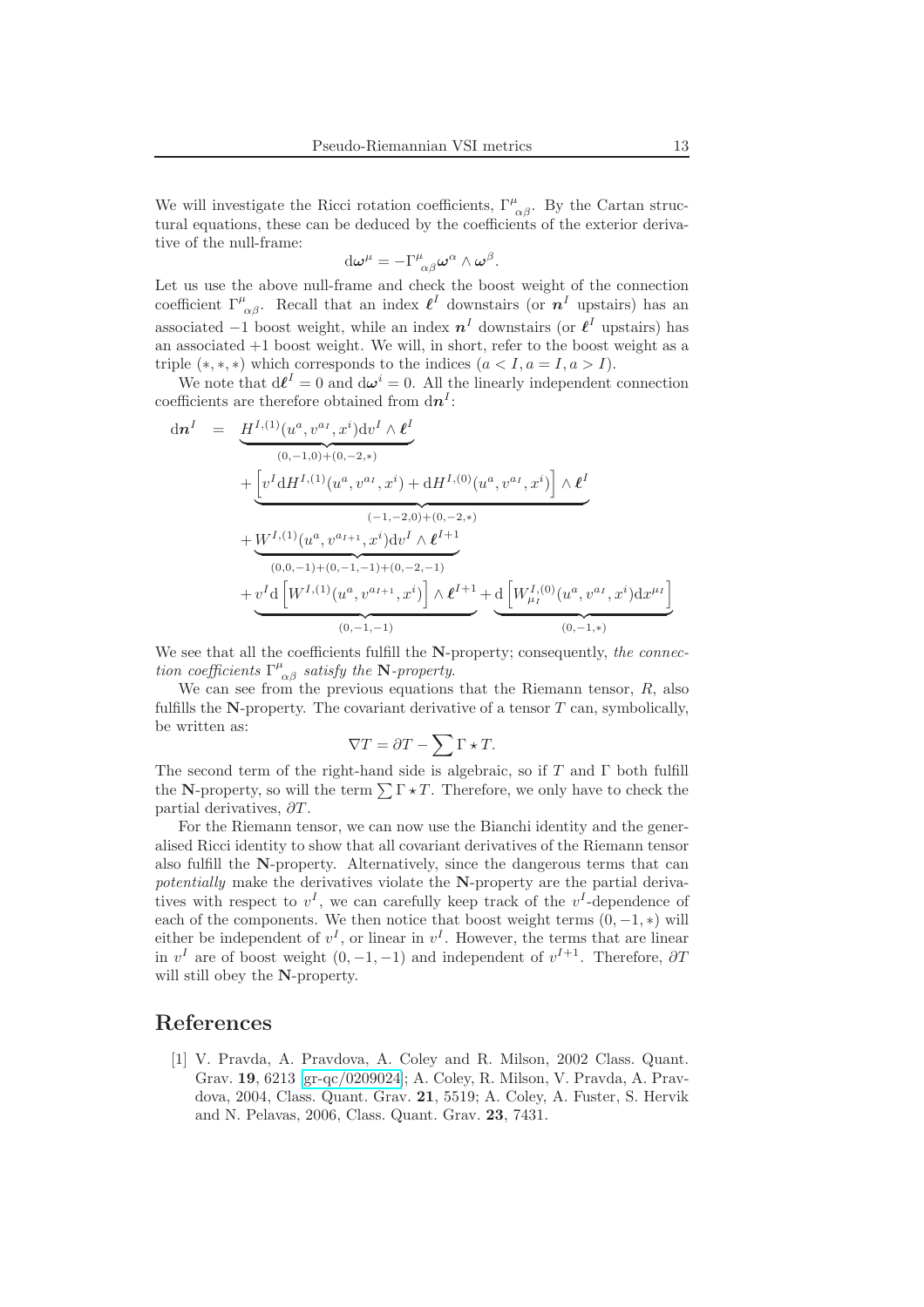We will investigate the Ricci rotation coefficients, ${\Gamma^\mu}_{\alpha\beta}$. By the Cartan structural equations, these can be deduced by the coefficients of the exterior derivative of the null-frame:

$$\mathrm{d}\boldsymbol{\omega}^\mu = -{\Gamma^\mu}_{\alpha\beta}\boldsymbol{\omega}^\alpha \wedge \boldsymbol{\omega}^\beta.$$

Let us use the above null-frame and check the boost weight of the connection coefficient ${\Gamma^\mu}_{\alpha\beta}$. Recall that an index $\boldsymbol{\ell}^I$ downstairs (or $\boldsymbol{n}^I$ upstairs) has an associated $-1$ boost weight, while an index $\boldsymbol{n}^I$ downstairs (or $\boldsymbol{\ell}^I$ upstairs) has an associated $+1$ boost weight. We will, in short, refer to the boost weight as a triple $(*,*,*)$ which corresponds to the indices $(a<I, a=I, a>I)$.

We note that $\mathrm{d}\boldsymbol{\ell}^I = 0$ and $\mathrm{d}\boldsymbol{\omega}^i = 0$. All the linearly independent connection coefficients are therefore obtained from $\mathrm{d}\boldsymbol{n}^I$:

$$
\begin{aligned}
\mathrm{d}\boldsymbol{n}^I \;=\; & \underbrace{H^{I,(1)}(u^a, v^{a_I}, x^i)\mathrm{d}v^I \wedge \boldsymbol{\ell}^I}_{(0,-1,0)+(0,-2,*)} \\
& + \underbrace{\left[v^I \mathrm{d}H^{I,(1)}(u^a, v^{a_I}, x^i) + \mathrm{d}H^{I,(0)}(u^a, v^{a_I}, x^i)\right] \wedge \boldsymbol{\ell}^I}_{(-1,-2,0)+(0,-2,*)} \\
& + \underbrace{W^{I,(1)}(u^a, v^{a_{I+1}}, x^i)\mathrm{d}v^I \wedge \boldsymbol{\ell}^{I+1}}_{(0,0,-1)+(0,-1,-1)+(0,-2,-1)} \\
& + \underbrace{v^I \mathrm{d}\left[W^{I,(1)}(u^a, v^{a_{I+1}}, x^i)\right] \wedge \boldsymbol{\ell}^{I+1}}_{(0,-1,-1)} + \underbrace{\mathrm{d}\left[W^{I,(0)}_{\mu_I}(u^a, v^{a_I}, x^i)\mathrm{d}x^{\mu_I}\right]}_{(0,-1,*)}
\end{aligned}
$$

We see that all the coefficients fulfill the **N**-property; consequently, *the connection coefficients ${\Gamma^\mu}_{\alpha\beta}$ satisfy the **N**-property*.

We can see from the previous equations that the Riemann tensor, $R$, also fulfills the **N**-property. The covariant derivative of a tensor $T$ can, symbolically, be written as:

$$\nabla T = \partial T - \sum \Gamma \star T.$$

The second term of the right-hand side is algebraic, so if $T$ and $\Gamma$ both fulfill the **N**-property, so will the term $\sum \Gamma \star T$. Therefore, we only have to check the partial derivatives, $\partial T$.

For the Riemann tensor, we can now use the Bianchi identity and the generalised Ricci identity to show that all covariant derivatives of the Riemann tensor also fulfill the **N**-property. Alternatively, since the dangerous terms that can *potentially* make the derivatives violate the **N**-property are the partial derivatives with respect to $v^I$, we can carefully keep track of the $v^I$-dependence of each of the components. We then notice that boost weight terms $(0,-1,*)$ will either be independent of $v^I$, or linear in $v^I$. However, the terms that are linear in $v^I$ are of boost weight $(0,-1,-1)$ and independent of $v^{I+1}$. Therefore, $\partial T$ will still obey the **N**-property.

# References

[1] V. Pravda, A. Pravdova, A. Coley and R. Milson, 2002 Class. Quant. Grav. **19**, 6213 [gr-qc/0209024]; A. Coley, R. Milson, V. Pravda, A. Pravdova, 2004, Class. Quant. Grav. **21**, 5519; A. Coley, A. Fuster, S. Hervik and N. Pelavas, 2006, Class. Quant. Grav. **23**, 7431.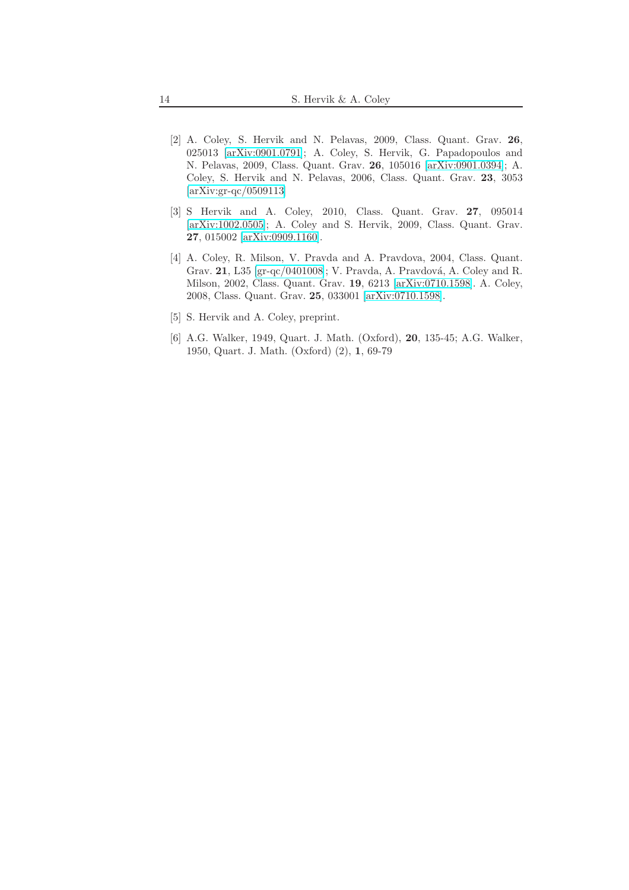[2] A. Coley, S. Hervik and N. Pelavas, 2009, Class. Quant. Grav. **26**, 025013 [arXiv:0901.0791]; A. Coley, S. Hervik, G. Papadopoulos and N. Pelavas, 2009, Class. Quant. Grav. **26**, 105016 [arXiv:0901.0394]; A. Coley, S. Hervik and N. Pelavas, 2006, Class. Quant. Grav. **23**, 3053 [arXiv:gr-qc/0509113]

[3] S Hervik and A. Coley, 2010, Class. Quant. Grav. **27**, 095014 [arXiv:1002.0505]; A. Coley and S. Hervik, 2009, Class. Quant. Grav. **27**, 015002 [arXiv:0909.1160].

[4] A. Coley, R. Milson, V. Pravda and A. Pravdova, 2004, Class. Quant. Grav. **21**, L35 [gr-qc/0401008]; V. Pravda, A. Pravdová, A. Coley and R. Milson, 2002, Class. Quant. Grav. **19**, 6213 [arXiv:0710.1598]. A. Coley, 2008, Class. Quant. Grav. **25**, 033001 [arXiv:0710.1598].

[5] S. Hervik and A. Coley, preprint.

[6] A.G. Walker, 1949, Quart. J. Math. (Oxford), **20**, 135-45; A.G. Walker, 1950, Quart. J. Math. (Oxford) (2), **1**, 69-79